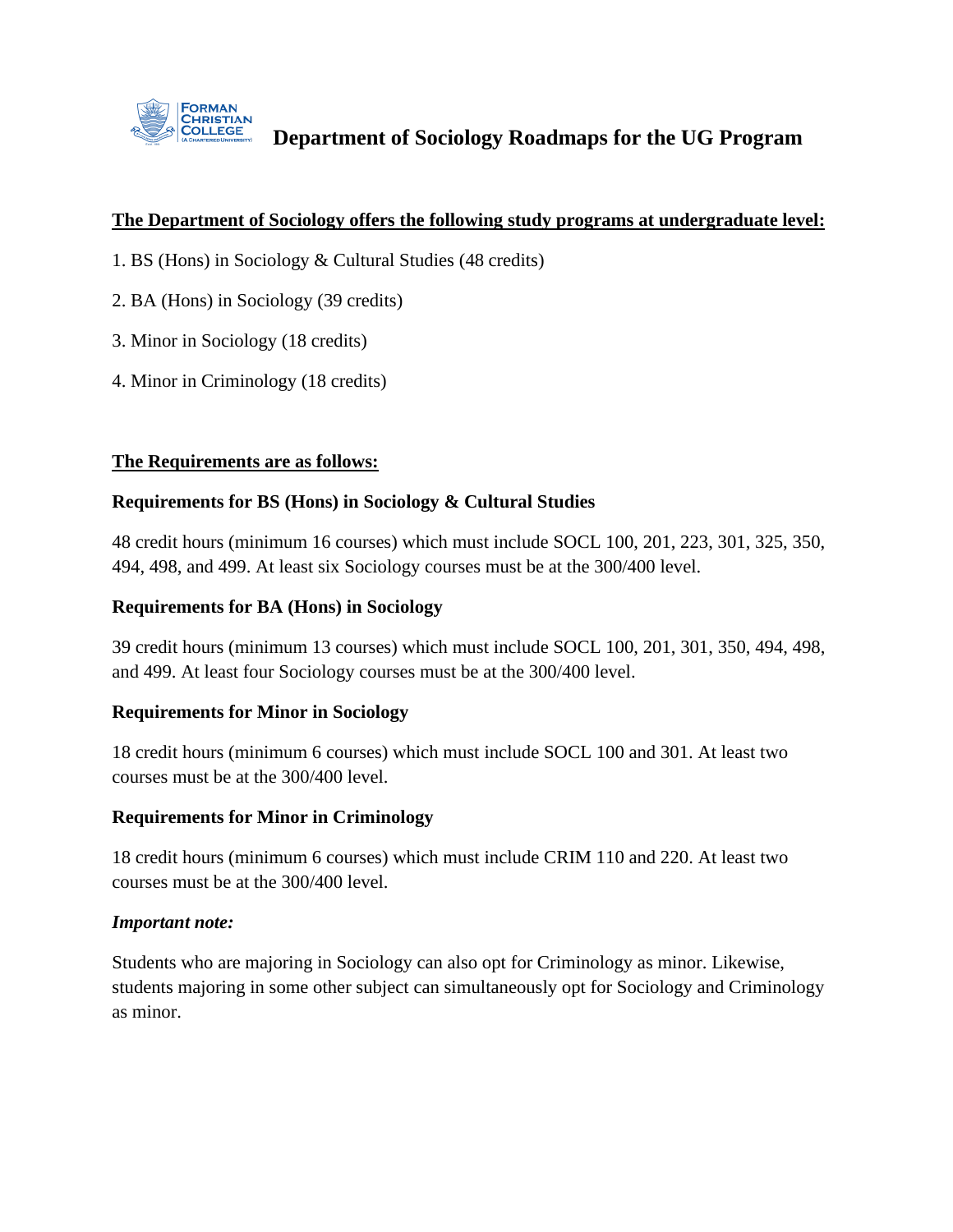# Department of Sociology Roadmaps for the UG Program

**<u>The Department of Sociology offers the following study programs at undergraduate level:</u>**

1. BS (Hons) in Sociology & Cultural Studies (48 credits)
2. BA (Hons) in Sociology (39 credits)
3. Minor in Sociology (18 credits)
4. Minor in Criminology (18 credits)

**<u>The Requirements are as follows:</u>**

**Requirements for BS (Hons) in Sociology & Cultural Studies**

48 credit hours (minimum 16 courses) which must include SOCL 100, 201, 223, 301, 325, 350, 494, 498, and 499. At least six Sociology courses must be at the 300/400 level.

**Requirements for BA (Hons) in Sociology**

39 credit hours (minimum 13 courses) which must include SOCL 100, 201, 301, 350, 494, 498, and 499. At least four Sociology courses must be at the 300/400 level.

**Requirements for Minor in Sociology**

18 credit hours (minimum 6 courses) which must include SOCL 100 and 301. At least two courses must be at the 300/400 level.

**Requirements for Minor in Criminology**

18 credit hours (minimum 6 courses) which must include CRIM 110 and 220. At least two courses must be at the 300/400 level.

***Important note:***

Students who are majoring in Sociology can also opt for Criminology as minor. Likewise, students majoring in some other subject can simultaneously opt for Sociology and Criminology as minor.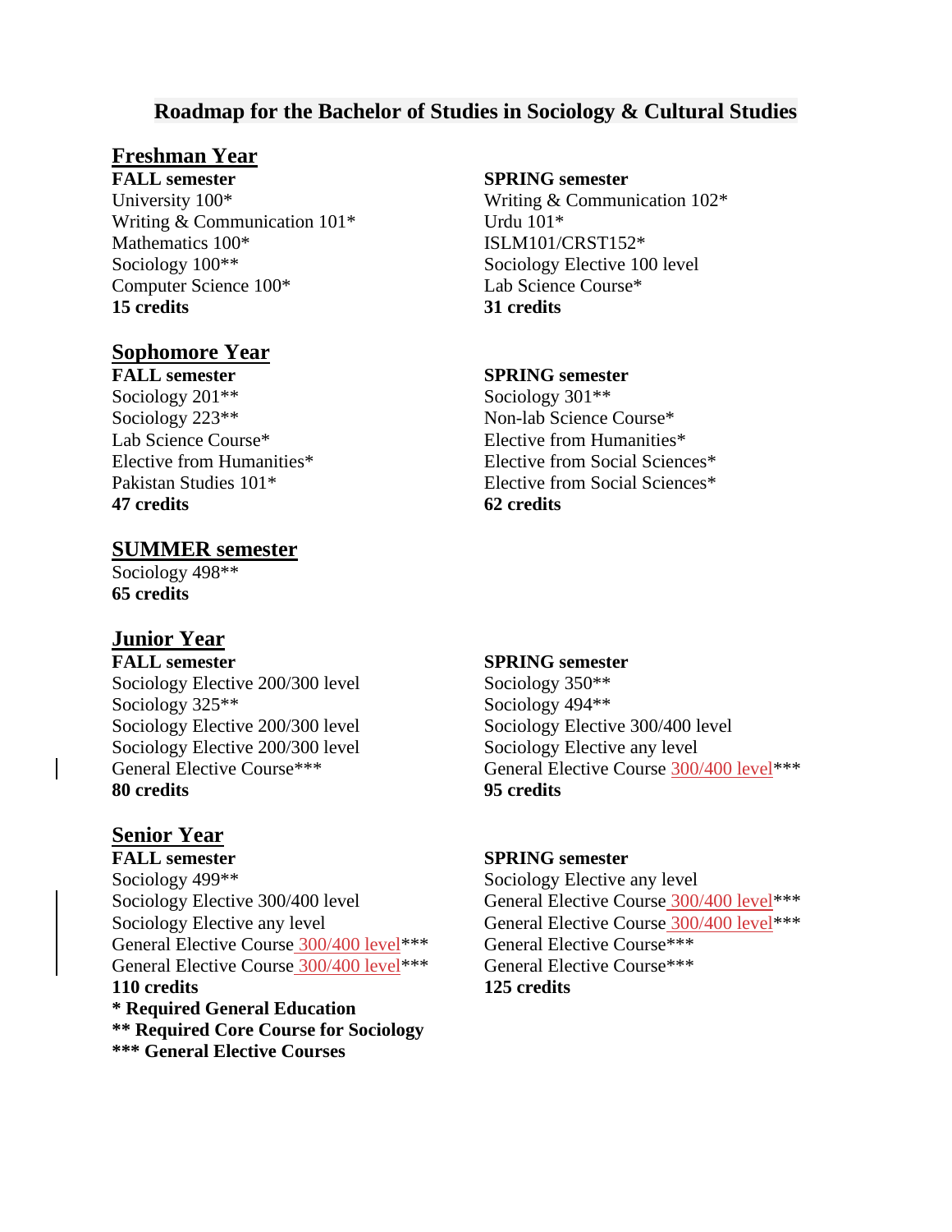# Roadmap for the Bachelor of Studies in Sociology & Cultural Studies

## Freshman Year

**FALL semester**
University 100*
Writing & Communication 101*
Mathematics 100*
Sociology 100**
Computer Science 100*
**15 credits**

**SPRING semester**
Writing & Communication 102*
Urdu 101*
ISLM101/CRST152*
Sociology Elective 100 level
Lab Science Course*
**31 credits**

## Sophomore Year

**FALL semester**
Sociology 201**
Sociology 223**
Lab Science Course*
Elective from Humanities*
Pakistan Studies 101*
**47 credits**

**SPRING semester**
Sociology 301**
Non-lab Science Course*
Elective from Humanities*
Elective from Social Sciences*
Elective from Social Sciences*
**62 credits**

## SUMMER semester

Sociology 498**
**65 credits**

## Junior Year

**FALL semester**
Sociology Elective 200/300 level
Sociology 325**
Sociology Elective 200/300 level
Sociology Elective 200/300 level
General Elective Course***
**80 credits**

**SPRING semester**
Sociology 350**
Sociology 494**
Sociology Elective 300/400 level
Sociology Elective any level
General Elective Course 300/400 level***
**95 credits**

## Senior Year

**FALL semester**
Sociology 499**
Sociology Elective 300/400 level
Sociology Elective any level
General Elective Course 300/400 level***
General Elective Course 300/400 level***
**110 credits**

**SPRING semester**
Sociology Elective any level
General Elective Course 300/400 level***
General Elective Course 300/400 level***
General Elective Course***
General Elective Course***
**125 credits**

**\* Required General Education**
**\*\* Required Core Course for Sociology**
**\*\*\* General Elective Courses**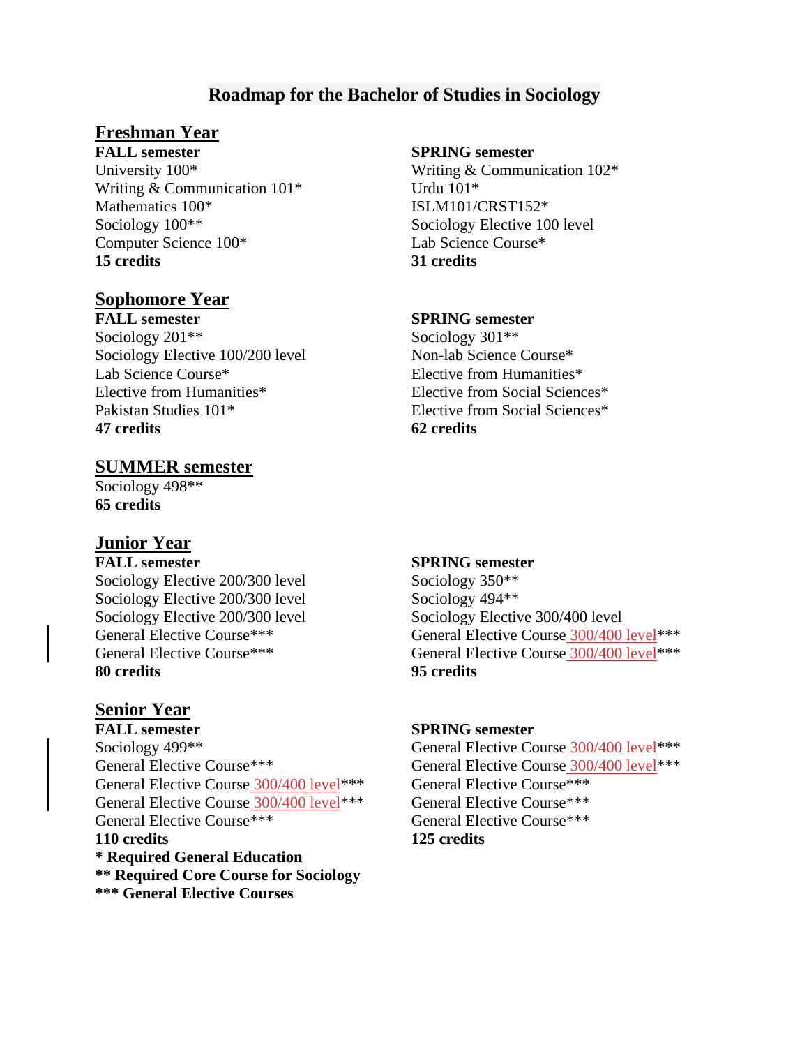# Roadmap for the Bachelor of Studies in Sociology

## Freshman Year

**FALL semester**
University 100*
Writing & Communication 101*
Mathematics 100*
Sociology 100**
Computer Science 100*
**15 credits**

**SPRING semester**
Writing & Communication 102*
Urdu 101*
ISLM101/CRST152*
Sociology Elective 100 level
Lab Science Course*
**31 credits**

## Sophomore Year

**FALL semester**
Sociology 201**
Sociology Elective 100/200 level
Lab Science Course*
Elective from Humanities*
Pakistan Studies 101*
**47 credits**

**SPRING semester**
Sociology 301**
Non-lab Science Course*
Elective from Humanities*
Elective from Social Sciences*
Elective from Social Sciences*
**62 credits**

## SUMMER semester

Sociology 498**
**65 credits**

## Junior Year

**FALL semester**
Sociology Elective 200/300 level
Sociology Elective 200/300 level
Sociology Elective 200/300 level
General Elective Course***
General Elective Course***
**80 credits**

**SPRING semester**
Sociology 350**
Sociology 494**
Sociology Elective 300/400 level
General Elective Course 300/400 level***
General Elective Course 300/400 level***
**95 credits**

## Senior Year

**FALL semester**
Sociology 499**
General Elective Course***
General Elective Course 300/400 level***
General Elective Course 300/400 level***
General Elective Course***
**110 credits**

**SPRING semester**
General Elective Course 300/400 level***
General Elective Course 300/400 level***
General Elective Course***
General Elective Course***
General Elective Course***
**125 credits**

**\* Required General Education**
**\*\* Required Core Course for Sociology**
**\*\*\* General Elective Courses**